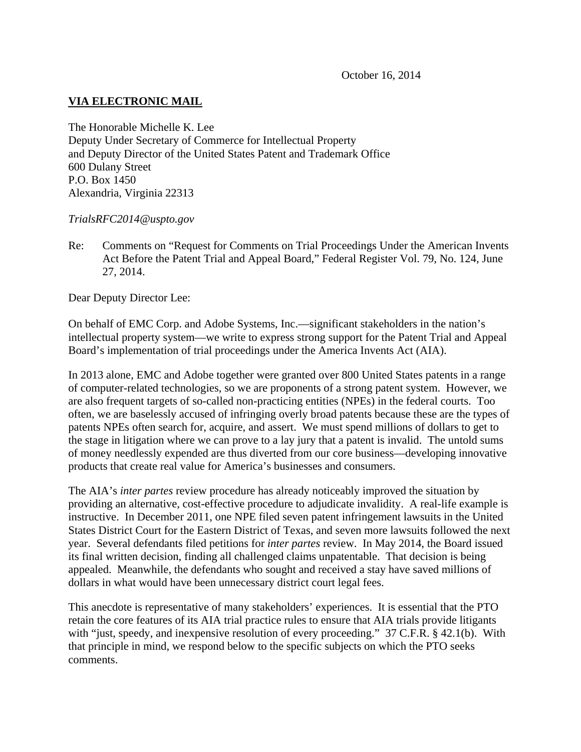October 16, 2014

**VIA ELECTRONIC MAIL**

The Honorable Michelle K. Lee
Deputy Under Secretary of Commerce for Intellectual Property
and Deputy Director of the United States Patent and Trademark Office
600 Dulany Street
P.O. Box 1450
Alexandria, Virginia 22313

*TrialsRFC2014@uspto.gov*

Re: Comments on "Request for Comments on Trial Proceedings Under the American Invents Act Before the Patent Trial and Appeal Board," Federal Register Vol. 79, No. 124, June 27, 2014.

Dear Deputy Director Lee:

On behalf of EMC Corp. and Adobe Systems, Inc.—significant stakeholders in the nation's intellectual property system—we write to express strong support for the Patent Trial and Appeal Board's implementation of trial proceedings under the America Invents Act (AIA).

In 2013 alone, EMC and Adobe together were granted over 800 United States patents in a range of computer-related technologies, so we are proponents of a strong patent system. However, we are also frequent targets of so-called non-practicing entities (NPEs) in the federal courts. Too often, we are baselessly accused of infringing overly broad patents because these are the types of patents NPEs often search for, acquire, and assert. We must spend millions of dollars to get to the stage in litigation where we can prove to a lay jury that a patent is invalid. The untold sums of money needlessly expended are thus diverted from our core business—developing innovative products that create real value for America's businesses and consumers.

The AIA's *inter partes* review procedure has already noticeably improved the situation by providing an alternative, cost-effective procedure to adjudicate invalidity. A real-life example is instructive. In December 2011, one NPE filed seven patent infringement lawsuits in the United States District Court for the Eastern District of Texas, and seven more lawsuits followed the next year. Several defendants filed petitions for *inter partes* review. In May 2014, the Board issued its final written decision, finding all challenged claims unpatentable. That decision is being appealed. Meanwhile, the defendants who sought and received a stay have saved millions of dollars in what would have been unnecessary district court legal fees.

This anecdote is representative of many stakeholders' experiences. It is essential that the PTO retain the core features of its AIA trial practice rules to ensure that AIA trials provide litigants with "just, speedy, and inexpensive resolution of every proceeding." 37 C.F.R. § 42.1(b). With that principle in mind, we respond below to the specific subjects on which the PTO seeks comments.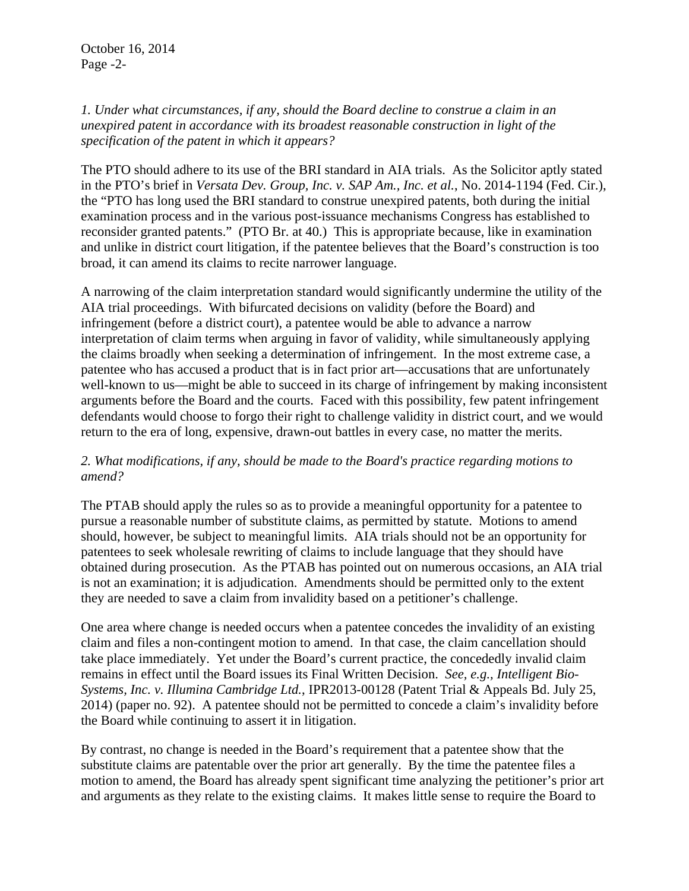*1. Under what circumstances, if any, should the Board decline to construe a claim in an unexpired patent in accordance with its broadest reasonable construction in light of the specification of the patent in which it appears?*

The PTO should adhere to its use of the BRI standard in AIA trials. As the Solicitor aptly stated in the PTO's brief in *Versata Dev. Group, Inc. v. SAP Am., Inc. et al.*, No. 2014-1194 (Fed. Cir.), the "PTO has long used the BRI standard to construe unexpired patents, both during the initial examination process and in the various post-issuance mechanisms Congress has established to reconsider granted patents." (PTO Br. at 40.) This is appropriate because, like in examination and unlike in district court litigation, if the patentee believes that the Board's construction is too broad, it can amend its claims to recite narrower language.

A narrowing of the claim interpretation standard would significantly undermine the utility of the AIA trial proceedings. With bifurcated decisions on validity (before the Board) and infringement (before a district court), a patentee would be able to advance a narrow interpretation of claim terms when arguing in favor of validity, while simultaneously applying the claims broadly when seeking a determination of infringement. In the most extreme case, a patentee who has accused a product that is in fact prior art—accusations that are unfortunately well-known to us—might be able to succeed in its charge of infringement by making inconsistent arguments before the Board and the courts. Faced with this possibility, few patent infringement defendants would choose to forgo their right to challenge validity in district court, and we would return to the era of long, expensive, drawn-out battles in every case, no matter the merits.

*2. What modifications, if any, should be made to the Board's practice regarding motions to amend?*

The PTAB should apply the rules so as to provide a meaningful opportunity for a patentee to pursue a reasonable number of substitute claims, as permitted by statute. Motions to amend should, however, be subject to meaningful limits. AIA trials should not be an opportunity for patentees to seek wholesale rewriting of claims to include language that they should have obtained during prosecution. As the PTAB has pointed out on numerous occasions, an AIA trial is not an examination; it is adjudication. Amendments should be permitted only to the extent they are needed to save a claim from invalidity based on a petitioner's challenge.

One area where change is needed occurs when a patentee concedes the invalidity of an existing claim and files a non-contingent motion to amend. In that case, the claim cancellation should take place immediately. Yet under the Board's current practice, the concededly invalid claim remains in effect until the Board issues its Final Written Decision. *See, e.g., Intelligent Bio-Systems, Inc. v. Illumina Cambridge Ltd.*, IPR2013-00128 (Patent Trial & Appeals Bd. July 25, 2014) (paper no. 92). A patentee should not be permitted to concede a claim's invalidity before the Board while continuing to assert it in litigation.

By contrast, no change is needed in the Board's requirement that a patentee show that the substitute claims are patentable over the prior art generally. By the time the patentee files a motion to amend, the Board has already spent significant time analyzing the petitioner's prior art and arguments as they relate to the existing claims. It makes little sense to require the Board to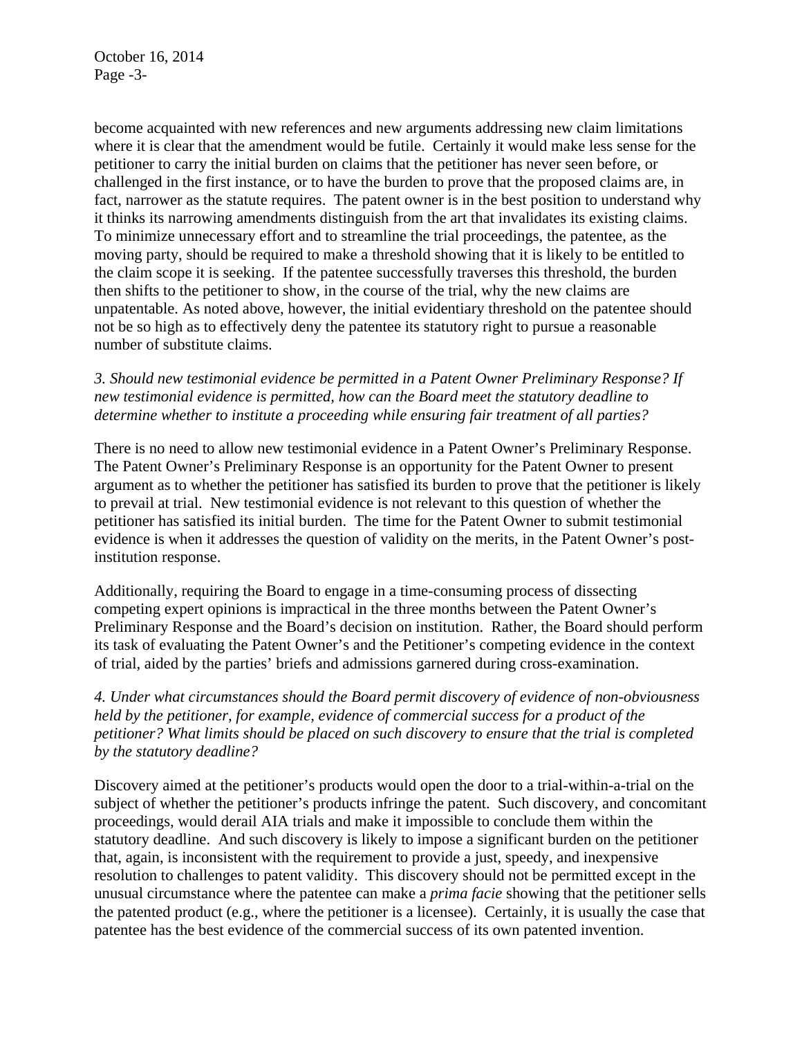become acquainted with new references and new arguments addressing new claim limitations where it is clear that the amendment would be futile. Certainly it would make less sense for the petitioner to carry the initial burden on claims that the petitioner has never seen before, or challenged in the first instance, or to have the burden to prove that the proposed claims are, in fact, narrower as the statute requires. The patent owner is in the best position to understand why it thinks its narrowing amendments distinguish from the art that invalidates its existing claims. To minimize unnecessary effort and to streamline the trial proceedings, the patentee, as the moving party, should be required to make a threshold showing that it is likely to be entitled to the claim scope it is seeking. If the patentee successfully traverses this threshold, the burden then shifts to the petitioner to show, in the course of the trial, why the new claims are unpatentable. As noted above, however, the initial evidentiary threshold on the patentee should not be so high as to effectively deny the patentee its statutory right to pursue a reasonable number of substitute claims.

*3. Should new testimonial evidence be permitted in a Patent Owner Preliminary Response? If new testimonial evidence is permitted, how can the Board meet the statutory deadline to determine whether to institute a proceeding while ensuring fair treatment of all parties?*

There is no need to allow new testimonial evidence in a Patent Owner's Preliminary Response. The Patent Owner's Preliminary Response is an opportunity for the Patent Owner to present argument as to whether the petitioner has satisfied its burden to prove that the petitioner is likely to prevail at trial. New testimonial evidence is not relevant to this question of whether the petitioner has satisfied its initial burden. The time for the Patent Owner to submit testimonial evidence is when it addresses the question of validity on the merits, in the Patent Owner's post-institution response.

Additionally, requiring the Board to engage in a time-consuming process of dissecting competing expert opinions is impractical in the three months between the Patent Owner's Preliminary Response and the Board's decision on institution. Rather, the Board should perform its task of evaluating the Patent Owner's and the Petitioner's competing evidence in the context of trial, aided by the parties' briefs and admissions garnered during cross-examination.

*4. Under what circumstances should the Board permit discovery of evidence of non-obviousness held by the petitioner, for example, evidence of commercial success for a product of the petitioner? What limits should be placed on such discovery to ensure that the trial is completed by the statutory deadline?*

Discovery aimed at the petitioner's products would open the door to a trial-within-a-trial on the subject of whether the petitioner's products infringe the patent. Such discovery, and concomitant proceedings, would derail AIA trials and make it impossible to conclude them within the statutory deadline. And such discovery is likely to impose a significant burden on the petitioner that, again, is inconsistent with the requirement to provide a just, speedy, and inexpensive resolution to challenges to patent validity. This discovery should not be permitted except in the unusual circumstance where the patentee can make a *prima facie* showing that the petitioner sells the patented product (e.g., where the petitioner is a licensee). Certainly, it is usually the case that patentee has the best evidence of the commercial success of its own patented invention.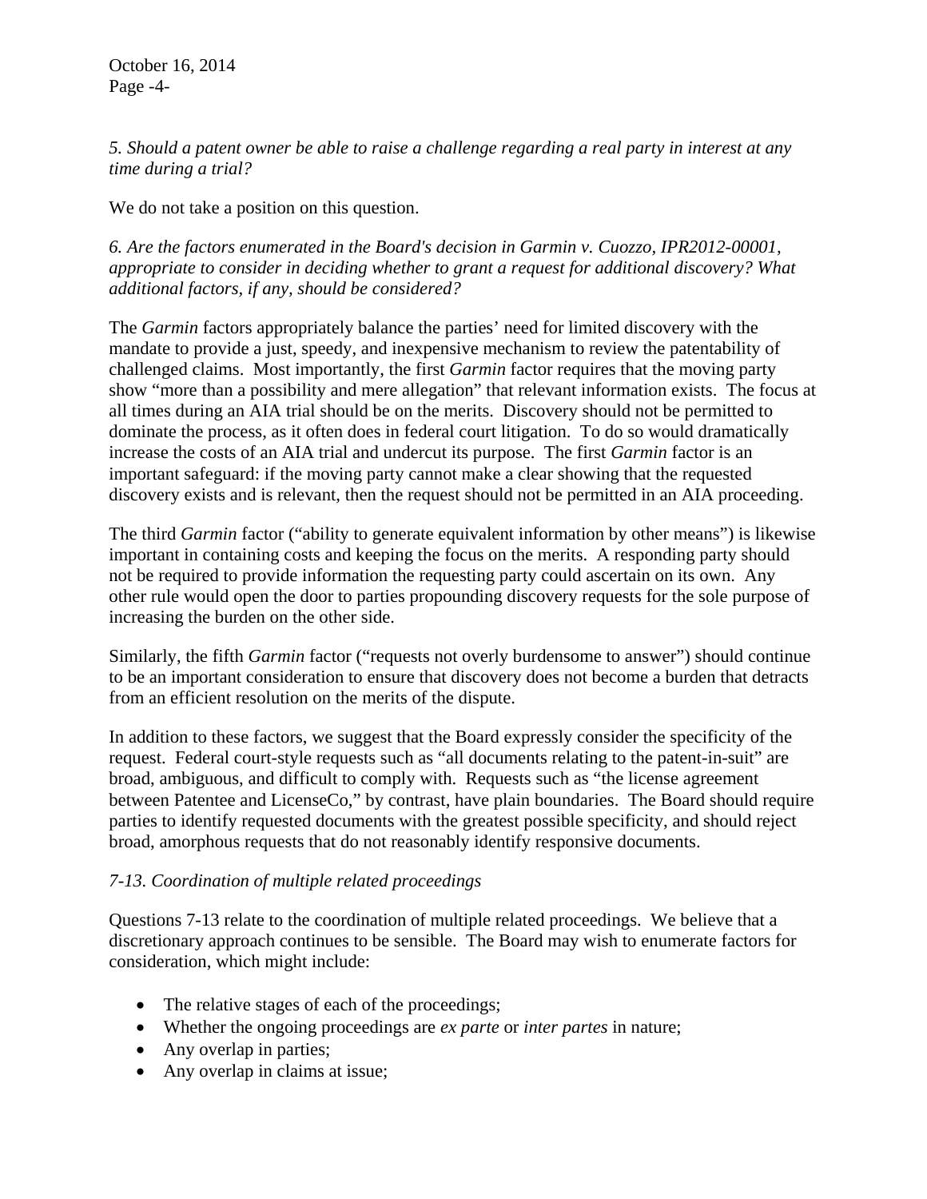*5. Should a patent owner be able to raise a challenge regarding a real party in interest at any time during a trial?*

We do not take a position on this question.

*6. Are the factors enumerated in the Board's decision in Garmin v. Cuozzo, IPR2012-00001, appropriate to consider in deciding whether to grant a request for additional discovery? What additional factors, if any, should be considered?*

The *Garmin* factors appropriately balance the parties' need for limited discovery with the mandate to provide a just, speedy, and inexpensive mechanism to review the patentability of challenged claims. Most importantly, the first *Garmin* factor requires that the moving party show "more than a possibility and mere allegation" that relevant information exists. The focus at all times during an AIA trial should be on the merits. Discovery should not be permitted to dominate the process, as it often does in federal court litigation. To do so would dramatically increase the costs of an AIA trial and undercut its purpose. The first *Garmin* factor is an important safeguard: if the moving party cannot make a clear showing that the requested discovery exists and is relevant, then the request should not be permitted in an AIA proceeding.

The third *Garmin* factor ("ability to generate equivalent information by other means") is likewise important in containing costs and keeping the focus on the merits. A responding party should not be required to provide information the requesting party could ascertain on its own. Any other rule would open the door to parties propounding discovery requests for the sole purpose of increasing the burden on the other side.

Similarly, the fifth *Garmin* factor ("requests not overly burdensome to answer") should continue to be an important consideration to ensure that discovery does not become a burden that detracts from an efficient resolution on the merits of the dispute.

In addition to these factors, we suggest that the Board expressly consider the specificity of the request. Federal court-style requests such as "all documents relating to the patent-in-suit" are broad, ambiguous, and difficult to comply with. Requests such as "the license agreement between Patentee and LicenseCo," by contrast, have plain boundaries. The Board should require parties to identify requested documents with the greatest possible specificity, and should reject broad, amorphous requests that do not reasonably identify responsive documents.

*7-13. Coordination of multiple related proceedings*

Questions 7-13 relate to the coordination of multiple related proceedings. We believe that a discretionary approach continues to be sensible. The Board may wish to enumerate factors for consideration, which might include:

- The relative stages of each of the proceedings;
- Whether the ongoing proceedings are *ex parte* or *inter partes* in nature;
- Any overlap in parties;
- Any overlap in claims at issue;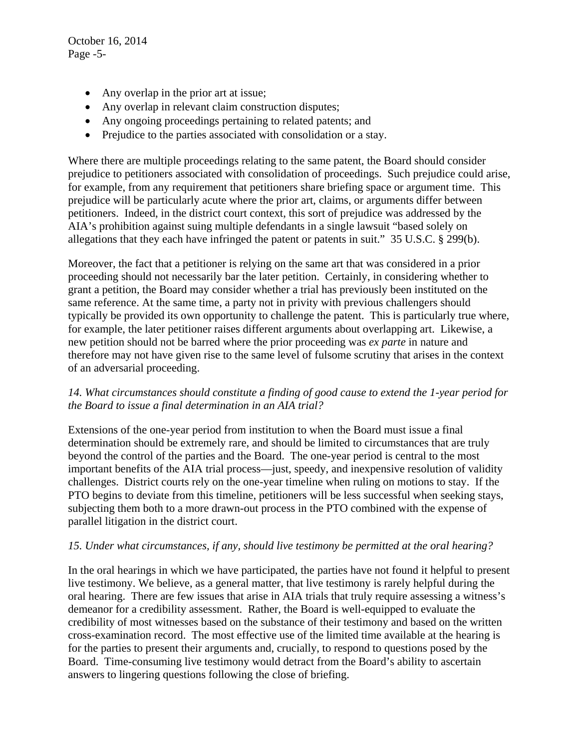- Any overlap in the prior art at issue;
- Any overlap in relevant claim construction disputes;
- Any ongoing proceedings pertaining to related patents; and
- Prejudice to the parties associated with consolidation or a stay.

Where there are multiple proceedings relating to the same patent, the Board should consider prejudice to petitioners associated with consolidation of proceedings. Such prejudice could arise, for example, from any requirement that petitioners share briefing space or argument time. This prejudice will be particularly acute where the prior art, claims, or arguments differ between petitioners. Indeed, in the district court context, this sort of prejudice was addressed by the AIA's prohibition against suing multiple defendants in a single lawsuit "based solely on allegations that they each have infringed the patent or patents in suit." 35 U.S.C. § 299(b).

Moreover, the fact that a petitioner is relying on the same art that was considered in a prior proceeding should not necessarily bar the later petition. Certainly, in considering whether to grant a petition, the Board may consider whether a trial has previously been instituted on the same reference. At the same time, a party not in privity with previous challengers should typically be provided its own opportunity to challenge the patent. This is particularly true where, for example, the later petitioner raises different arguments about overlapping art. Likewise, a new petition should not be barred where the prior proceeding was *ex parte* in nature and therefore may not have given rise to the same level of fulsome scrutiny that arises in the context of an adversarial proceeding.

*14. What circumstances should constitute a finding of good cause to extend the 1-year period for the Board to issue a final determination in an AIA trial?*

Extensions of the one-year period from institution to when the Board must issue a final determination should be extremely rare, and should be limited to circumstances that are truly beyond the control of the parties and the Board. The one-year period is central to the most important benefits of the AIA trial process—just, speedy, and inexpensive resolution of validity challenges. District courts rely on the one-year timeline when ruling on motions to stay. If the PTO begins to deviate from this timeline, petitioners will be less successful when seeking stays, subjecting them both to a more drawn-out process in the PTO combined with the expense of parallel litigation in the district court.

*15. Under what circumstances, if any, should live testimony be permitted at the oral hearing?*

In the oral hearings in which we have participated, the parties have not found it helpful to present live testimony. We believe, as a general matter, that live testimony is rarely helpful during the oral hearing. There are few issues that arise in AIA trials that truly require assessing a witness's demeanor for a credibility assessment. Rather, the Board is well-equipped to evaluate the credibility of most witnesses based on the substance of their testimony and based on the written cross-examination record. The most effective use of the limited time available at the hearing is for the parties to present their arguments and, crucially, to respond to questions posed by the Board. Time-consuming live testimony would detract from the Board's ability to ascertain answers to lingering questions following the close of briefing.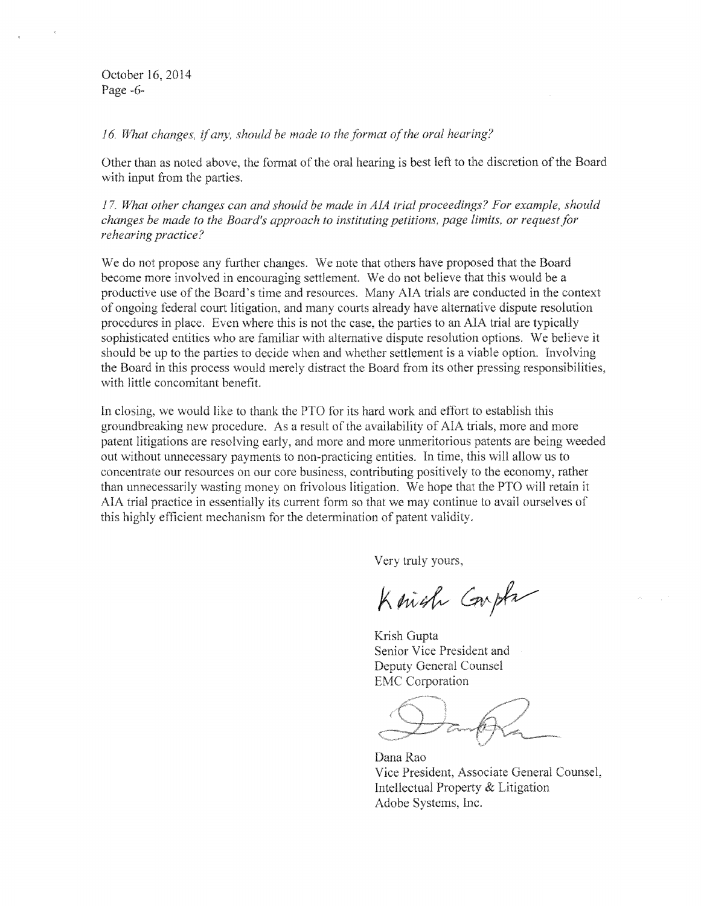*16. What changes, if any, should be made to the format of the oral hearing?*

Other than as noted above, the format of the oral hearing is best left to the discretion of the Board with input from the parties.

*17. What other changes can and should be made in AIA trial proceedings? For example, should changes be made to the Board's approach to instituting petitions, page limits, or request for rehearing practice?*

We do not propose any further changes. We note that others have proposed that the Board become more involved in encouraging settlement. We do not believe that this would be a productive use of the Board's time and resources. Many AIA trials are conducted in the context of ongoing federal court litigation, and many courts already have alternative dispute resolution procedures in place. Even where this is not the case, the parties to an AIA trial are typically sophisticated entities who are familiar with alternative dispute resolution options. We believe it should be up to the parties to decide when and whether settlement is a viable option. Involving the Board in this process would merely distract the Board from its other pressing responsibilities, with little concomitant benefit.

In closing, we would like to thank the PTO for its hard work and effort to establish this groundbreaking new procedure. As a result of the availability of AIA trials, more and more patent litigations are resolving early, and more and more unmeritorious patents are being weeded out without unnecessary payments to non-practicing entities. In time, this will allow us to concentrate our resources on our core business, contributing positively to the economy, rather than unnecessarily wasting money on frivolous litigation. We hope that the PTO will retain it AIA trial practice in essentially its current form so that we may continue to avail ourselves of this highly efficient mechanism for the determination of patent validity.

Very truly yours,

Krish Gupta
Senior Vice President and
Deputy General Counsel
EMC Corporation

Dana Rao
Vice President, Associate General Counsel,
Intellectual Property & Litigation
Adobe Systems, Inc.